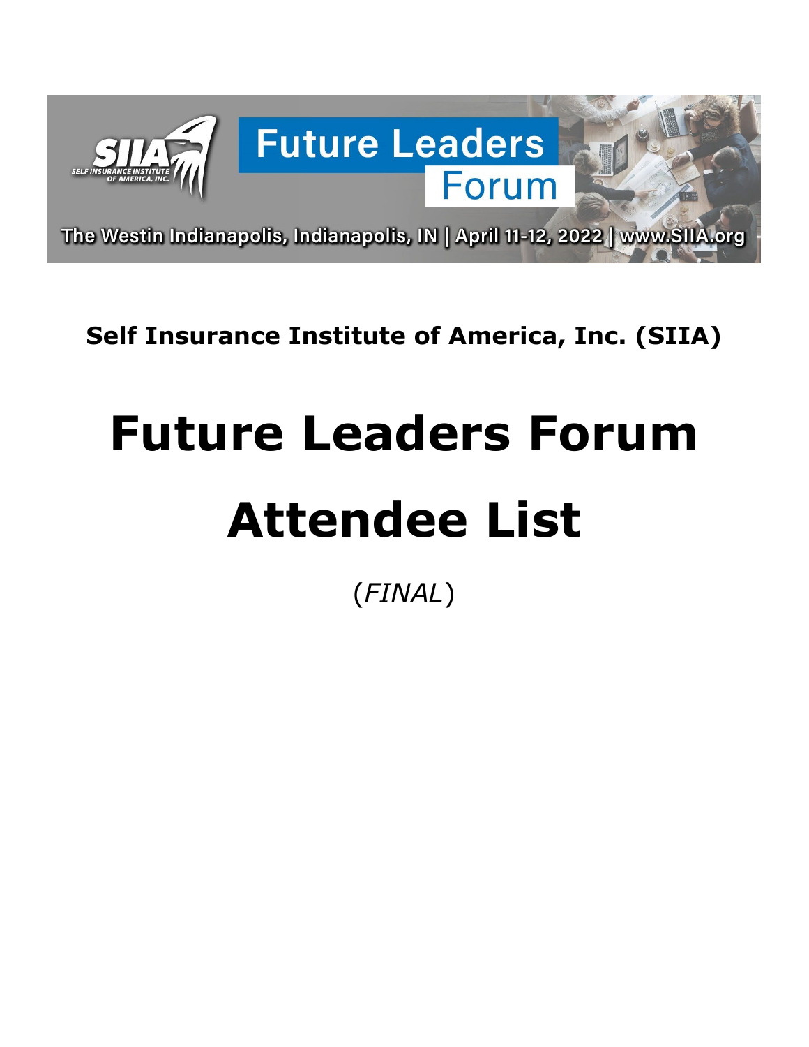**Future Leaders Forum**

The Westin Indianapolis, Indianapolis, IN | April 11-12, 2022 | www.SIIA.org

**Self Insurance Institute of America, Inc. (SIIA)**

# Future Leaders Forum

# Attendee List

(*FINAL*)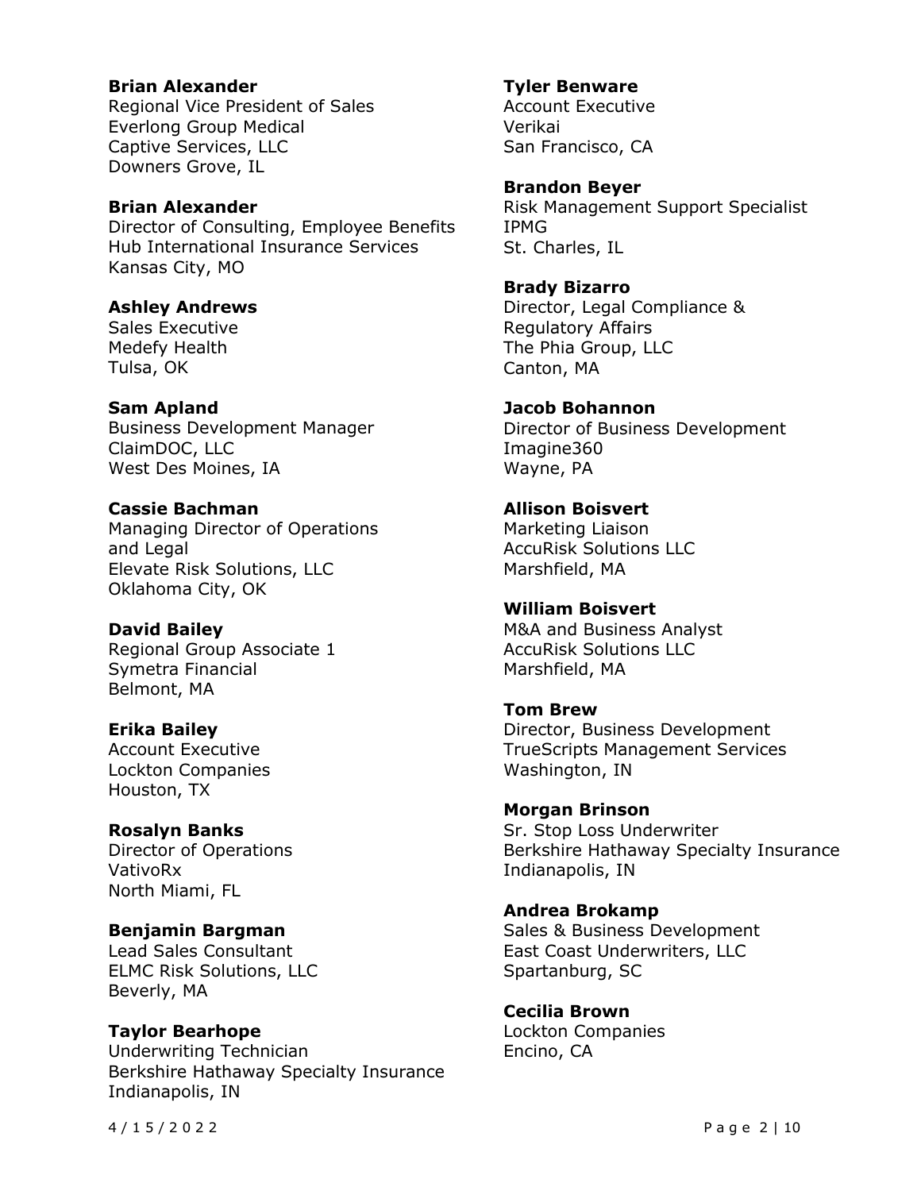**Brian Alexander**
Regional Vice President of Sales
Everlong Group Medical
Captive Services, LLC
Downers Grove, IL

**Brian Alexander**
Director of Consulting, Employee Benefits
Hub International Insurance Services
Kansas City, MO

**Ashley Andrews**
Sales Executive
Medefy Health
Tulsa, OK

**Sam Apland**
Business Development Manager
ClaimDOC, LLC
West Des Moines, IA

**Cassie Bachman**
Managing Director of Operations
and Legal
Elevate Risk Solutions, LLC
Oklahoma City, OK

**David Bailey**
Regional Group Associate 1
Symetra Financial
Belmont, MA

**Erika Bailey**
Account Executive
Lockton Companies
Houston, TX

**Rosalyn Banks**
Director of Operations
VativoRx
North Miami, FL

**Benjamin Bargman**
Lead Sales Consultant
ELMC Risk Solutions, LLC
Beverly, MA

**Taylor Bearhope**
Underwriting Technician
Berkshire Hathaway Specialty Insurance
Indianapolis, IN

**Tyler Benware**
Account Executive
Verikai
San Francisco, CA

**Brandon Beyer**
Risk Management Support Specialist
IPMG
St. Charles, IL

**Brady Bizarro**
Director, Legal Compliance &
Regulatory Affairs
The Phia Group, LLC
Canton, MA

**Jacob Bohannon**
Director of Business Development
Imagine360
Wayne, PA

**Allison Boisvert**
Marketing Liaison
AccuRisk Solutions LLC
Marshfield, MA

**William Boisvert**
M&A and Business Analyst
AccuRisk Solutions LLC
Marshfield, MA

**Tom Brew**
Director, Business Development
TrueScripts Management Services
Washington, IN

**Morgan Brinson**
Sr. Stop Loss Underwriter
Berkshire Hathaway Specialty Insurance
Indianapolis, IN

**Andrea Brokamp**
Sales & Business Development
East Coast Underwriters, LLC
Spartanburg, SC

**Cecilia Brown**
Lockton Companies
Encino, CA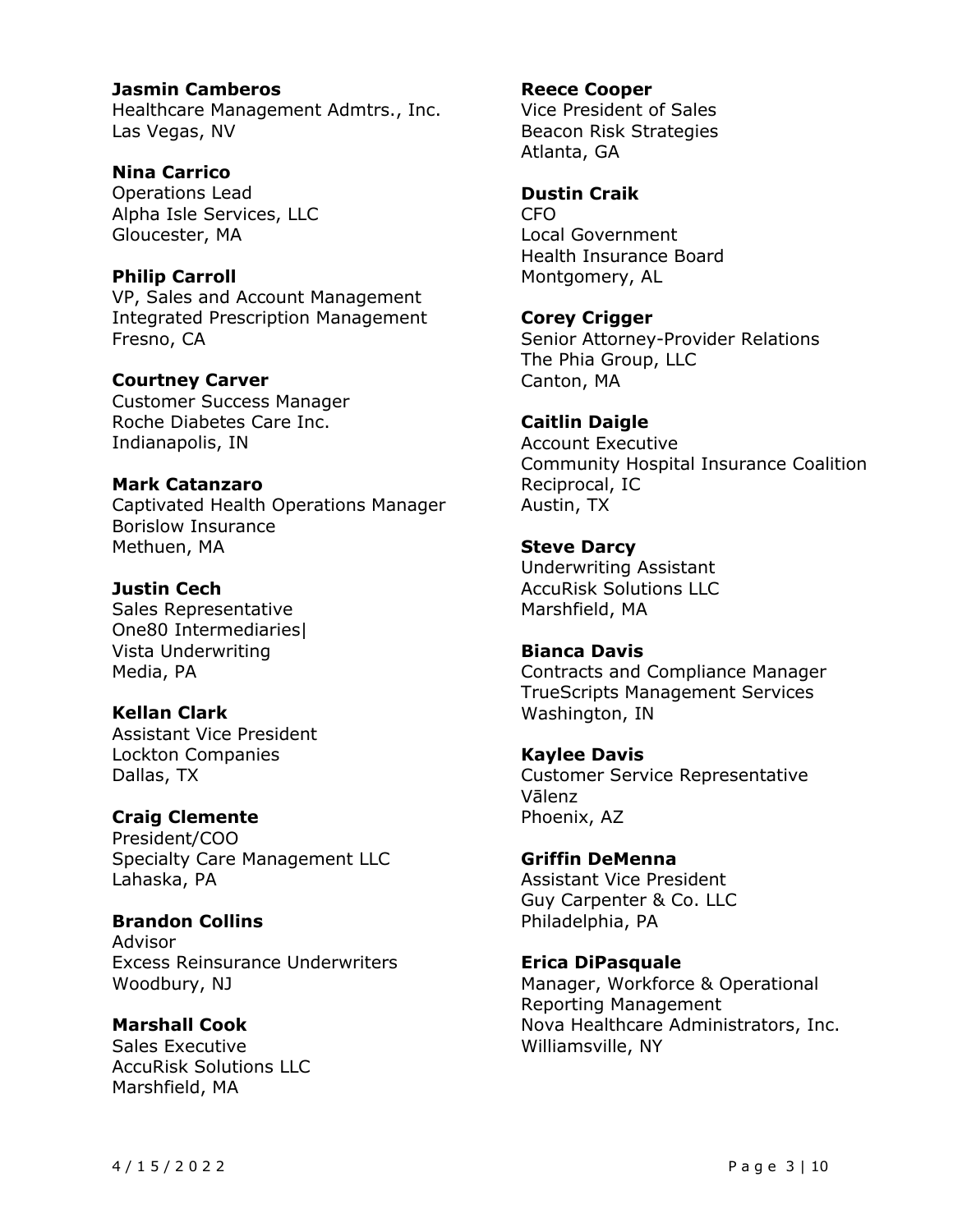**Jasmin Camberos**
Healthcare Management Admtrs., Inc.
Las Vegas, NV

**Nina Carrico**
Operations Lead
Alpha Isle Services, LLC
Gloucester, MA

**Philip Carroll**
VP, Sales and Account Management
Integrated Prescription Management
Fresno, CA

**Courtney Carver**
Customer Success Manager
Roche Diabetes Care Inc.
Indianapolis, IN

**Mark Catanzaro**
Captivated Health Operations Manager
Borislow Insurance
Methuen, MA

**Justin Cech**
Sales Representative
One80 Intermediaries|
Vista Underwriting
Media, PA

**Kellan Clark**
Assistant Vice President
Lockton Companies
Dallas, TX

**Craig Clemente**
President/COO
Specialty Care Management LLC
Lahaska, PA

**Brandon Collins**
Advisor
Excess Reinsurance Underwriters
Woodbury, NJ

**Marshall Cook**
Sales Executive
AccuRisk Solutions LLC
Marshfield, MA

**Reece Cooper**
Vice President of Sales
Beacon Risk Strategies
Atlanta, GA

**Dustin Craik**
CFO
Local Government
Health Insurance Board
Montgomery, AL

**Corey Crigger**
Senior Attorney-Provider Relations
The Phia Group, LLC
Canton, MA

**Caitlin Daigle**
Account Executive
Community Hospital Insurance Coalition
Reciprocal, IC
Austin, TX

**Steve Darcy**
Underwriting Assistant
AccuRisk Solutions LLC
Marshfield, MA

**Bianca Davis**
Contracts and Compliance Manager
TrueScripts Management Services
Washington, IN

**Kaylee Davis**
Customer Service Representative
Vālenz
Phoenix, AZ

**Griffin DeMenna**
Assistant Vice President
Guy Carpenter & Co. LLC
Philadelphia, PA

**Erica DiPasquale**
Manager, Workforce & Operational
Reporting Management
Nova Healthcare Administrators, Inc.
Williamsville, NY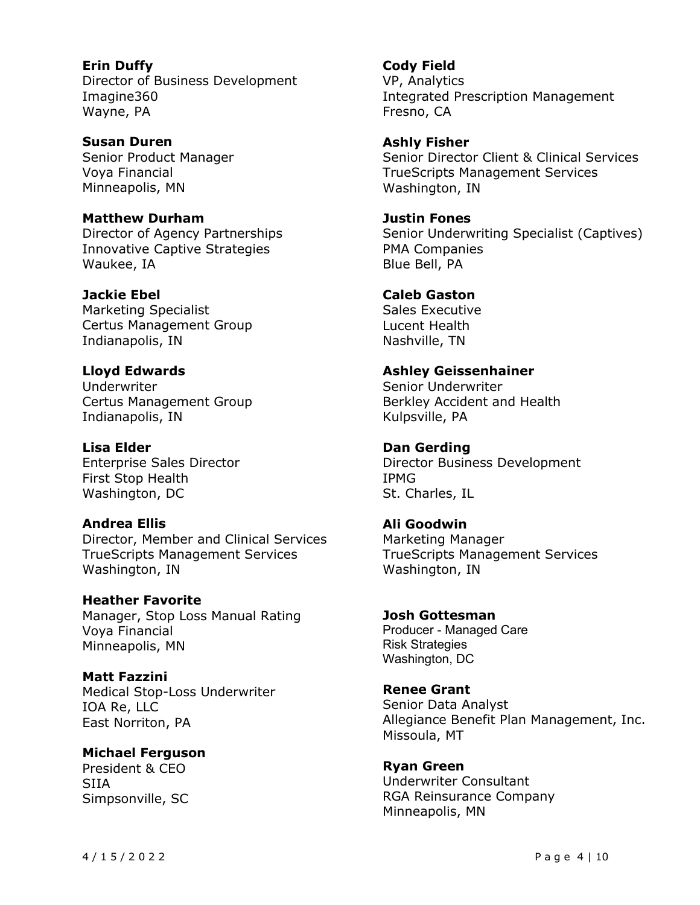**Erin Duffy**
Director of Business Development
Imagine360
Wayne, PA

**Susan Duren**
Senior Product Manager
Voya Financial
Minneapolis, MN

**Matthew Durham**
Director of Agency Partnerships
Innovative Captive Strategies
Waukee, IA

**Jackie Ebel**
Marketing Specialist
Certus Management Group
Indianapolis, IN

**Lloyd Edwards**
Underwriter
Certus Management Group
Indianapolis, IN

**Lisa Elder**
Enterprise Sales Director
First Stop Health
Washington, DC

**Andrea Ellis**
Director, Member and Clinical Services
TrueScripts Management Services
Washington, IN

**Heather Favorite**
Manager, Stop Loss Manual Rating
Voya Financial
Minneapolis, MN

**Matt Fazzini**
Medical Stop-Loss Underwriter
IOA Re, LLC
East Norriton, PA

**Michael Ferguson**
President & CEO
SIIA
Simpsonville, SC

**Cody Field**
VP, Analytics
Integrated Prescription Management
Fresno, CA

**Ashly Fisher**
Senior Director Client & Clinical Services
TrueScripts Management Services
Washington, IN

**Justin Fones**
Senior Underwriting Specialist (Captives)
PMA Companies
Blue Bell, PA

**Caleb Gaston**
Sales Executive
Lucent Health
Nashville, TN

**Ashley Geissenhainer**
Senior Underwriter
Berkley Accident and Health
Kulpsville, PA

**Dan Gerding**
Director Business Development
IPMG
St. Charles, IL

**Ali Goodwin**
Marketing Manager
TrueScripts Management Services
Washington, IN

**Josh Gottesman**
Producer - Managed Care
Risk Strategies
Washington, DC

**Renee Grant**
Senior Data Analyst
Allegiance Benefit Plan Management, Inc.
Missoula, MT

**Ryan Green**
Underwriter Consultant
RGA Reinsurance Company
Minneapolis, MN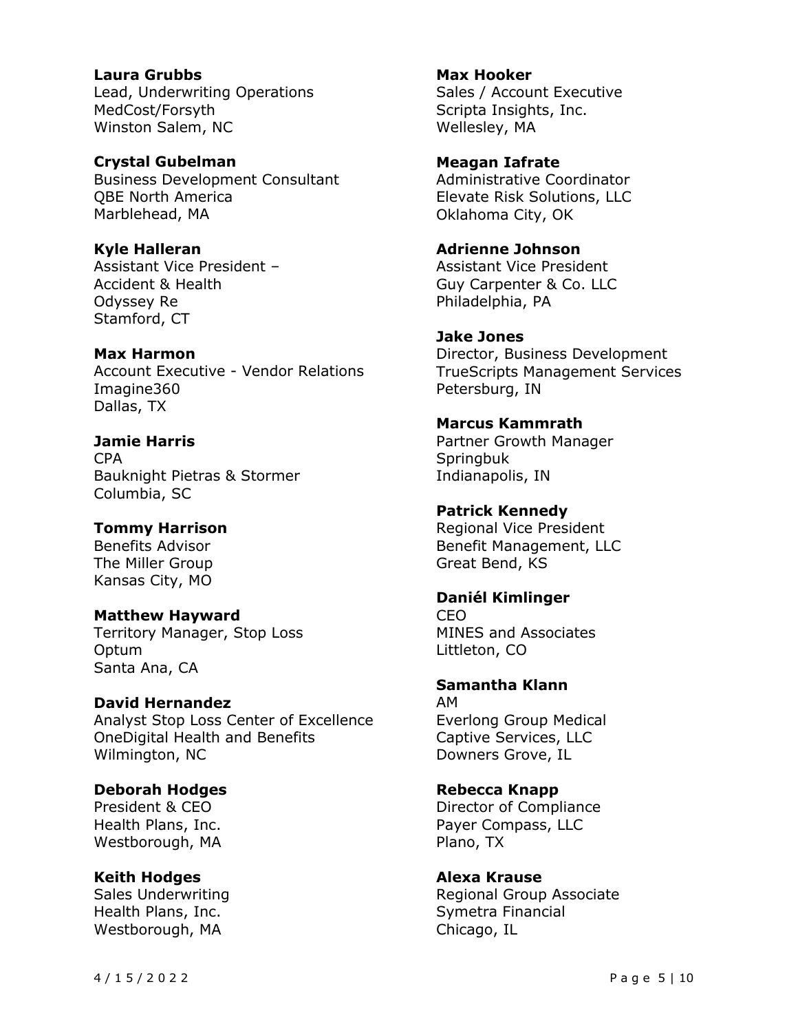**Laura Grubbs**
Lead, Underwriting Operations
MedCost/Forsyth
Winston Salem, NC

**Crystal Gubelman**
Business Development Consultant
QBE North America
Marblehead, MA

**Kyle Halleran**
Assistant Vice President –
Accident & Health
Odyssey Re
Stamford, CT

**Max Harmon**
Account Executive - Vendor Relations
Imagine360
Dallas, TX

**Jamie Harris**
CPA
Bauknight Pietras & Stormer
Columbia, SC

**Tommy Harrison**
Benefits Advisor
The Miller Group
Kansas City, MO

**Matthew Hayward**
Territory Manager, Stop Loss
Optum
Santa Ana, CA

**David Hernandez**
Analyst Stop Loss Center of Excellence
OneDigital Health and Benefits
Wilmington, NC

**Deborah Hodges**
President & CEO
Health Plans, Inc.
Westborough, MA

**Keith Hodges**
Sales Underwriting
Health Plans, Inc.
Westborough, MA

**Max Hooker**
Sales / Account Executive
Scripta Insights, Inc.
Wellesley, MA

**Meagan Iafrate**
Administrative Coordinator
Elevate Risk Solutions, LLC
Oklahoma City, OK

**Adrienne Johnson**
Assistant Vice President
Guy Carpenter & Co. LLC
Philadelphia, PA

**Jake Jones**
Director, Business Development
TrueScripts Management Services
Petersburg, IN

**Marcus Kammrath**
Partner Growth Manager
Springbuk
Indianapolis, IN

**Patrick Kennedy**
Regional Vice President
Benefit Management, LLC
Great Bend, KS

**Daniél Kimlinger**
CEO
MINES and Associates
Littleton, CO

**Samantha Klann**
AM
Everlong Group Medical
Captive Services, LLC
Downers Grove, IL

**Rebecca Knapp**
Director of Compliance
Payer Compass, LLC
Plano, TX

**Alexa Krause**
Regional Group Associate
Symetra Financial
Chicago, IL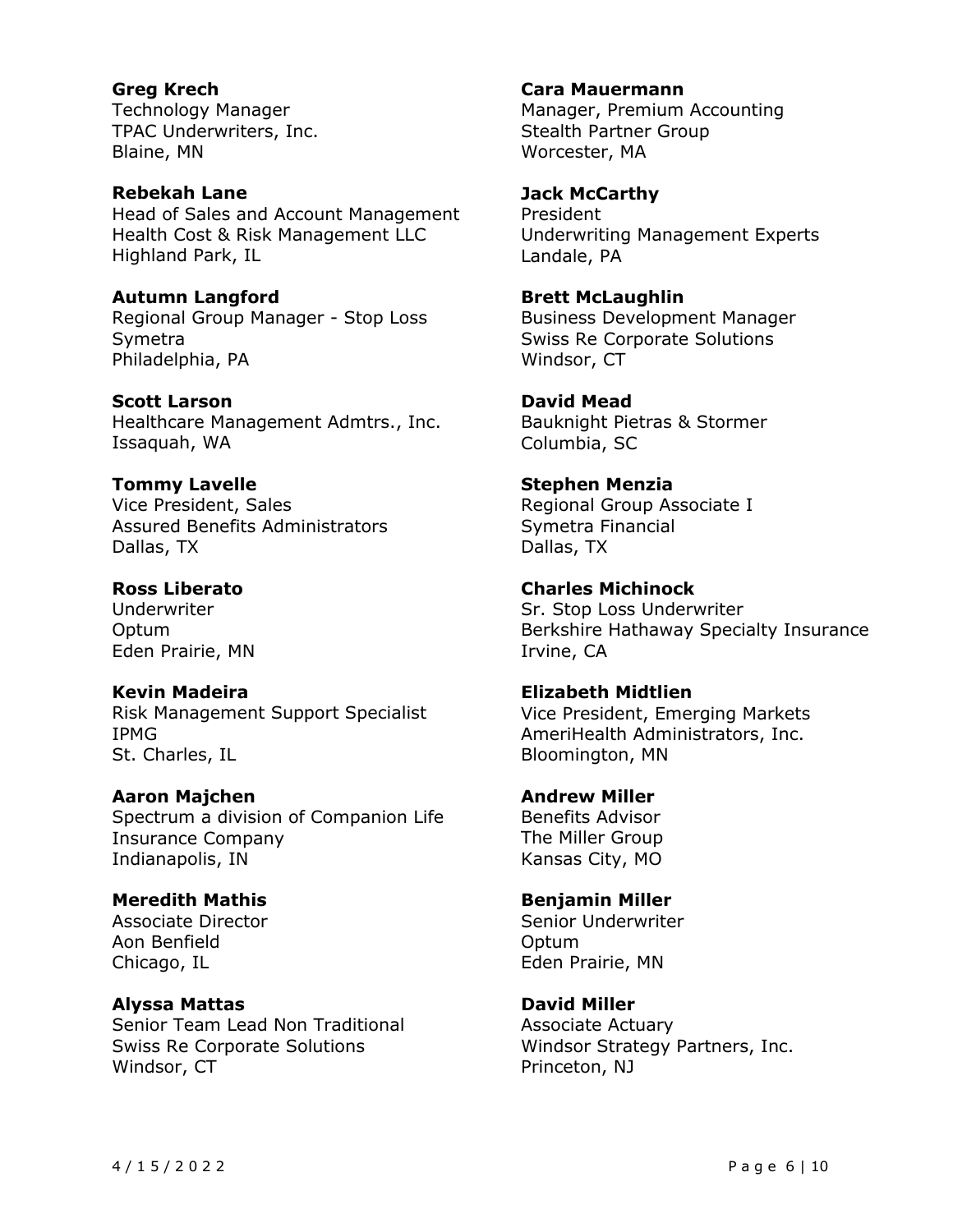**Greg Krech**
Technology Manager
TPAC Underwriters, Inc.
Blaine, MN

**Rebekah Lane**
Head of Sales and Account Management
Health Cost & Risk Management LLC
Highland Park, IL

**Autumn Langford**
Regional Group Manager - Stop Loss
Symetra
Philadelphia, PA

**Scott Larson**
Healthcare Management Admtrs., Inc.
Issaquah, WA

**Tommy Lavelle**
Vice President, Sales
Assured Benefits Administrators
Dallas, TX

**Ross Liberato**
Underwriter
Optum
Eden Prairie, MN

**Kevin Madeira**
Risk Management Support Specialist
IPMG
St. Charles, IL

**Aaron Majchen**
Spectrum a division of Companion Life Insurance Company
Indianapolis, IN

**Meredith Mathis**
Associate Director
Aon Benfield
Chicago, IL

**Alyssa Mattas**
Senior Team Lead Non Traditional
Swiss Re Corporate Solutions
Windsor, CT

**Cara Mauermann**
Manager, Premium Accounting
Stealth Partner Group
Worcester, MA

**Jack McCarthy**
President
Underwriting Management Experts
Landale, PA

**Brett McLaughlin**
Business Development Manager
Swiss Re Corporate Solutions
Windsor, CT

**David Mead**
Bauknight Pietras & Stormer
Columbia, SC

**Stephen Menzia**
Regional Group Associate I
Symetra Financial
Dallas, TX

**Charles Michinock**
Sr. Stop Loss Underwriter
Berkshire Hathaway Specialty Insurance
Irvine, CA

**Elizabeth Midtlien**
Vice President, Emerging Markets
AmeriHealth Administrators, Inc.
Bloomington, MN

**Andrew Miller**
Benefits Advisor
The Miller Group
Kansas City, MO

**Benjamin Miller**
Senior Underwriter
Optum
Eden Prairie, MN

**David Miller**
Associate Actuary
Windsor Strategy Partners, Inc.
Princeton, NJ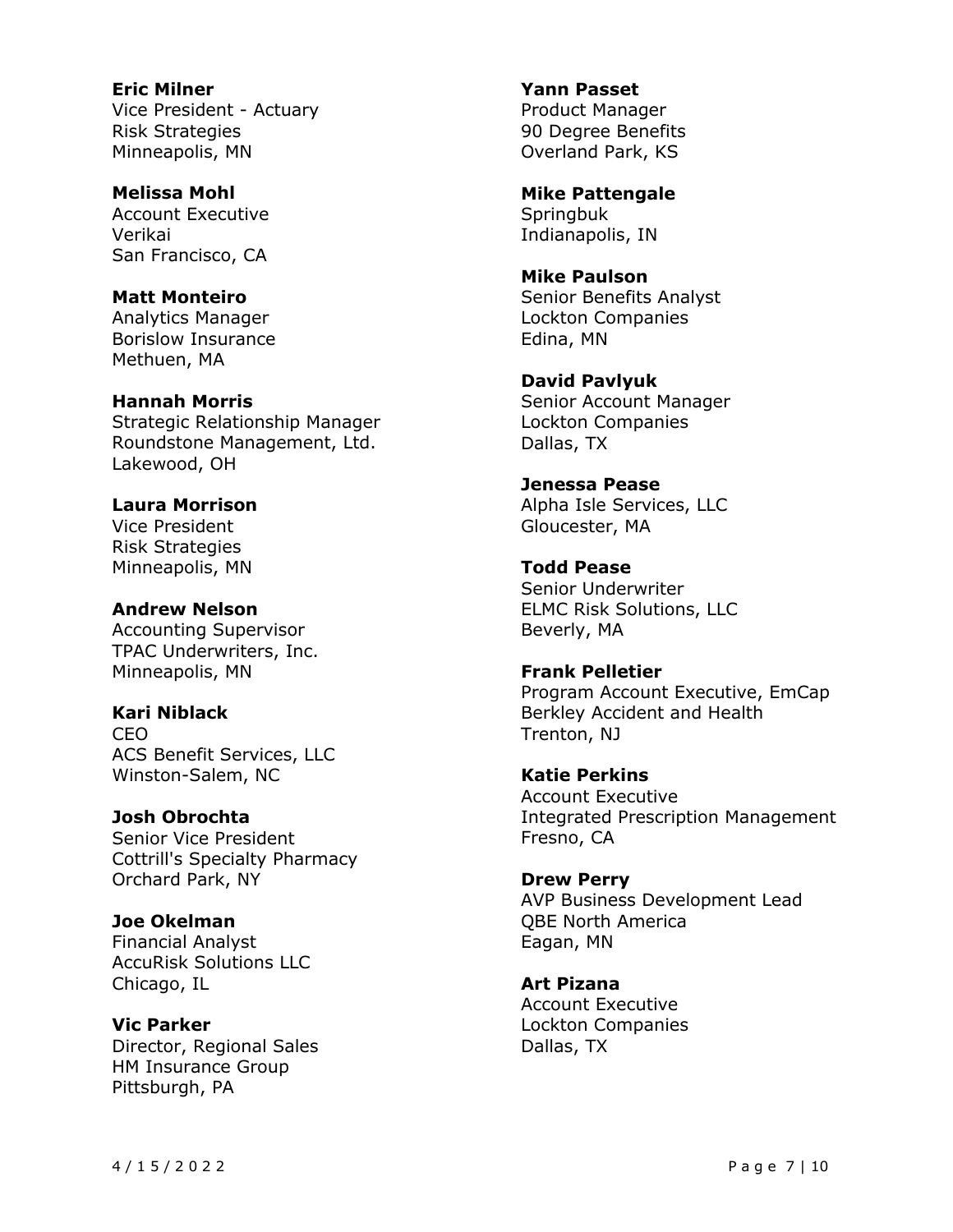**Eric Milner**
Vice President - Actuary
Risk Strategies
Minneapolis, MN

**Melissa Mohl**
Account Executive
Verikai
San Francisco, CA

**Matt Monteiro**
Analytics Manager
Borislow Insurance
Methuen, MA

**Hannah Morris**
Strategic Relationship Manager
Roundstone Management, Ltd.
Lakewood, OH

**Laura Morrison**
Vice President
Risk Strategies
Minneapolis, MN

**Andrew Nelson**
Accounting Supervisor
TPAC Underwriters, Inc.
Minneapolis, MN

**Kari Niblack**
CEO
ACS Benefit Services, LLC
Winston-Salem, NC

**Josh Obrochta**
Senior Vice President
Cottrill's Specialty Pharmacy
Orchard Park, NY

**Joe Okelman**
Financial Analyst
AccuRisk Solutions LLC
Chicago, IL

**Vic Parker**
Director, Regional Sales
HM Insurance Group
Pittsburgh, PA

**Yann Passet**
Product Manager
90 Degree Benefits
Overland Park, KS

**Mike Pattengale**
Springbuk
Indianapolis, IN

**Mike Paulson**
Senior Benefits Analyst
Lockton Companies
Edina, MN

**David Pavlyuk**
Senior Account Manager
Lockton Companies
Dallas, TX

**Jenessa Pease**
Alpha Isle Services, LLC
Gloucester, MA

**Todd Pease**
Senior Underwriter
ELMC Risk Solutions, LLC
Beverly, MA

**Frank Pelletier**
Program Account Executive, EmCap
Berkley Accident and Health
Trenton, NJ

**Katie Perkins**
Account Executive
Integrated Prescription Management
Fresno, CA

**Drew Perry**
AVP Business Development Lead
QBE North America
Eagan, MN

**Art Pizana**
Account Executive
Lockton Companies
Dallas, TX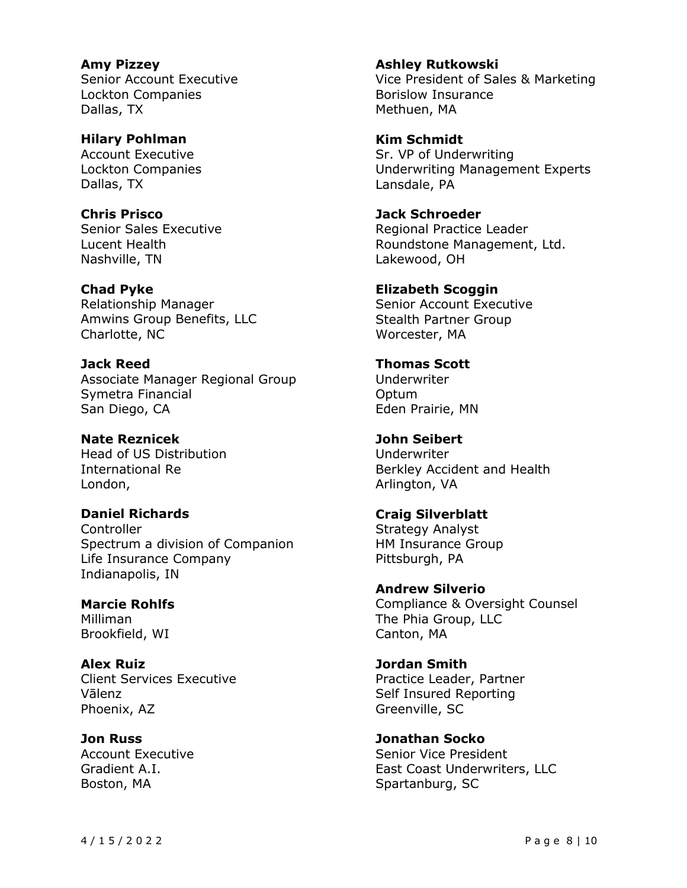**Amy Pizzey**
Senior Account Executive
Lockton Companies
Dallas, TX

**Hilary Pohlman**
Account Executive
Lockton Companies
Dallas, TX

**Chris Prisco**
Senior Sales Executive
Lucent Health
Nashville, TN

**Chad Pyke**
Relationship Manager
Amwins Group Benefits, LLC
Charlotte, NC

**Jack Reed**
Associate Manager Regional Group
Symetra Financial
San Diego, CA

**Nate Reznicek**
Head of US Distribution
International Re
London,

**Daniel Richards**
Controller
Spectrum a division of Companion Life Insurance Company
Indianapolis, IN

**Marcie Rohlfs**
Milliman
Brookfield, WI

**Alex Ruiz**
Client Services Executive
Vālenz
Phoenix, AZ

**Jon Russ**
Account Executive
Gradient A.I.
Boston, MA

**Ashley Rutkowski**
Vice President of Sales & Marketing
Borislow Insurance
Methuen, MA

**Kim Schmidt**
Sr. VP of Underwriting
Underwriting Management Experts
Lansdale, PA

**Jack Schroeder**
Regional Practice Leader
Roundstone Management, Ltd.
Lakewood, OH

**Elizabeth Scoggin**
Senior Account Executive
Stealth Partner Group
Worcester, MA

**Thomas Scott**
Underwriter
Optum
Eden Prairie, MN

**John Seibert**
Underwriter
Berkley Accident and Health
Arlington, VA

**Craig Silverblatt**
Strategy Analyst
HM Insurance Group
Pittsburgh, PA

**Andrew Silverio**
Compliance & Oversight Counsel
The Phia Group, LLC
Canton, MA

**Jordan Smith**
Practice Leader, Partner
Self Insured Reporting
Greenville, SC

**Jonathan Socko**
Senior Vice President
East Coast Underwriters, LLC
Spartanburg, SC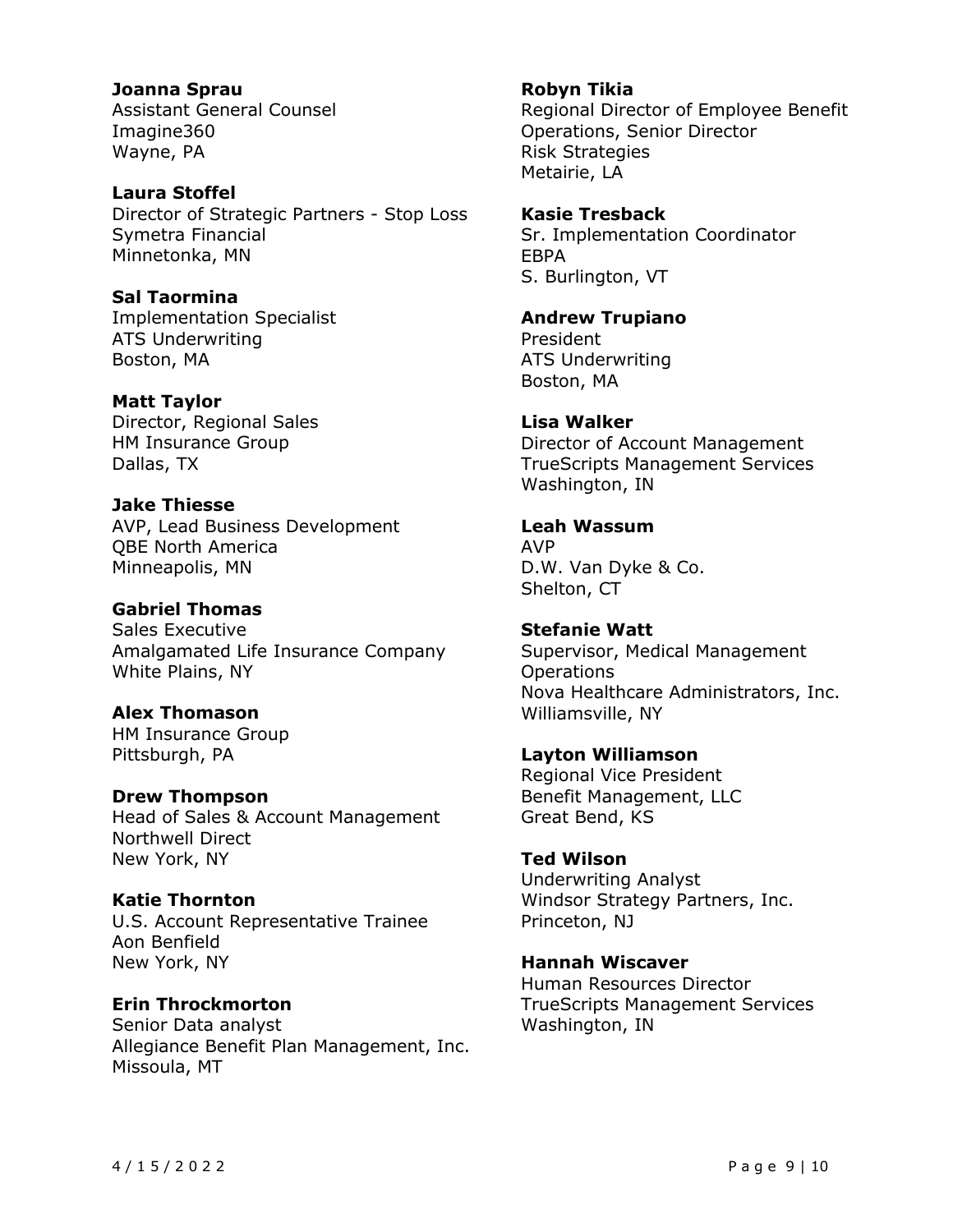**Joanna Sprau**
Assistant General Counsel
Imagine360
Wayne, PA

**Laura Stoffel**
Director of Strategic Partners - Stop Loss
Symetra Financial
Minnetonka, MN

**Sal Taormina**
Implementation Specialist
ATS Underwriting
Boston, MA

**Matt Taylor**
Director, Regional Sales
HM Insurance Group
Dallas, TX

**Jake Thiesse**
AVP, Lead Business Development
QBE North America
Minneapolis, MN

**Gabriel Thomas**
Sales Executive
Amalgamated Life Insurance Company
White Plains, NY

**Alex Thomason**
HM Insurance Group
Pittsburgh, PA

**Drew Thompson**
Head of Sales & Account Management
Northwell Direct
New York, NY

**Katie Thornton**
U.S. Account Representative Trainee
Aon Benfield
New York, NY

**Erin Throckmorton**
Senior Data analyst
Allegiance Benefit Plan Management, Inc.
Missoula, MT

**Robyn Tikia**
Regional Director of Employee Benefit Operations, Senior Director
Risk Strategies
Metairie, LA

**Kasie Tresback**
Sr. Implementation Coordinator
EBPA
S. Burlington, VT

**Andrew Trupiano**
President
ATS Underwriting
Boston, MA

**Lisa Walker**
Director of Account Management
TrueScripts Management Services
Washington, IN

**Leah Wassum**
AVP
D.W. Van Dyke & Co.
Shelton, CT

**Stefanie Watt**
Supervisor, Medical Management Operations
Nova Healthcare Administrators, Inc.
Williamsville, NY

**Layton Williamson**
Regional Vice President
Benefit Management, LLC
Great Bend, KS

**Ted Wilson**
Underwriting Analyst
Windsor Strategy Partners, Inc.
Princeton, NJ

**Hannah Wiscaver**
Human Resources Director
TrueScripts Management Services
Washington, IN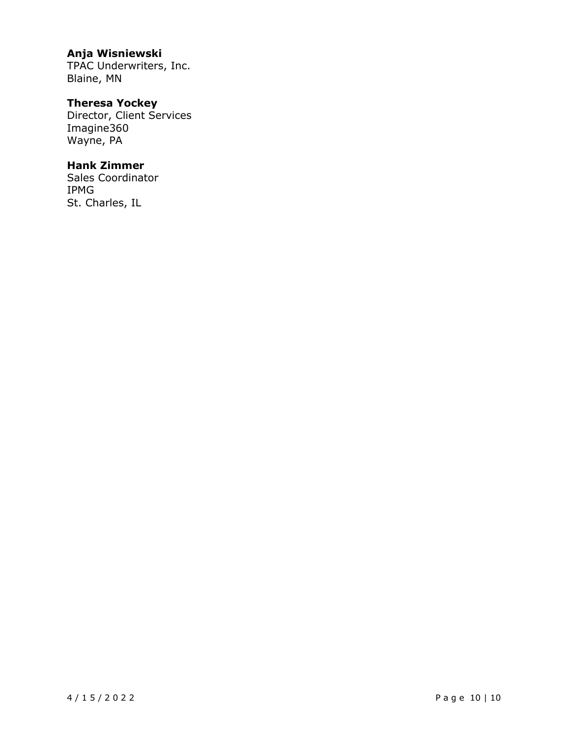**Anja Wisniewski**
TPAC Underwriters, Inc.
Blaine, MN

**Theresa Yockey**
Director, Client Services
Imagine360
Wayne, PA

**Hank Zimmer**
Sales Coordinator
IPMG
St. Charles, IL